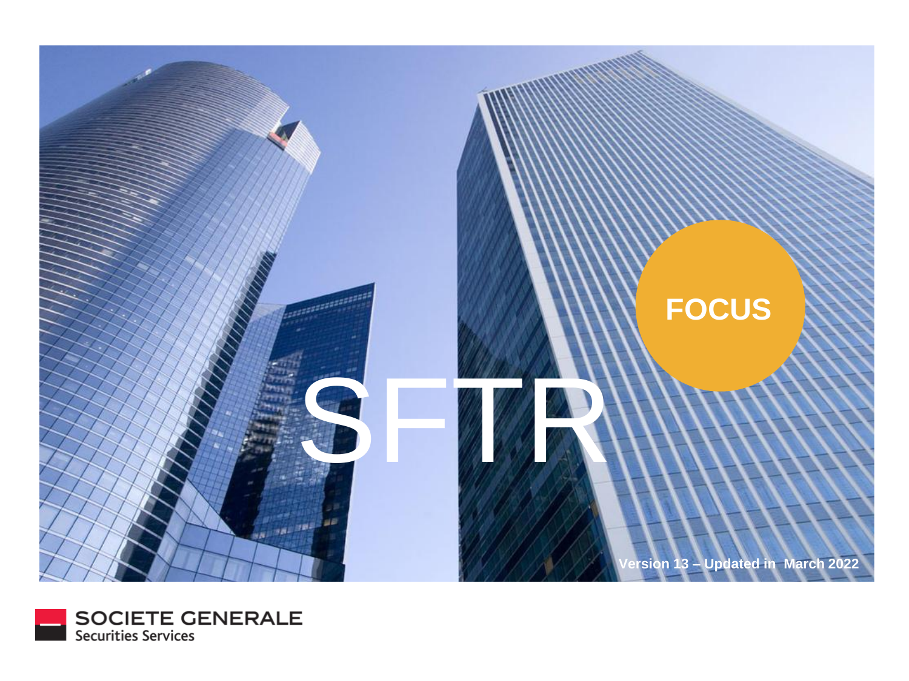# SFTR

**FOCUS**

**Version 13 – Updated in March 2022**

SOCIETE GENERALE
Securities Services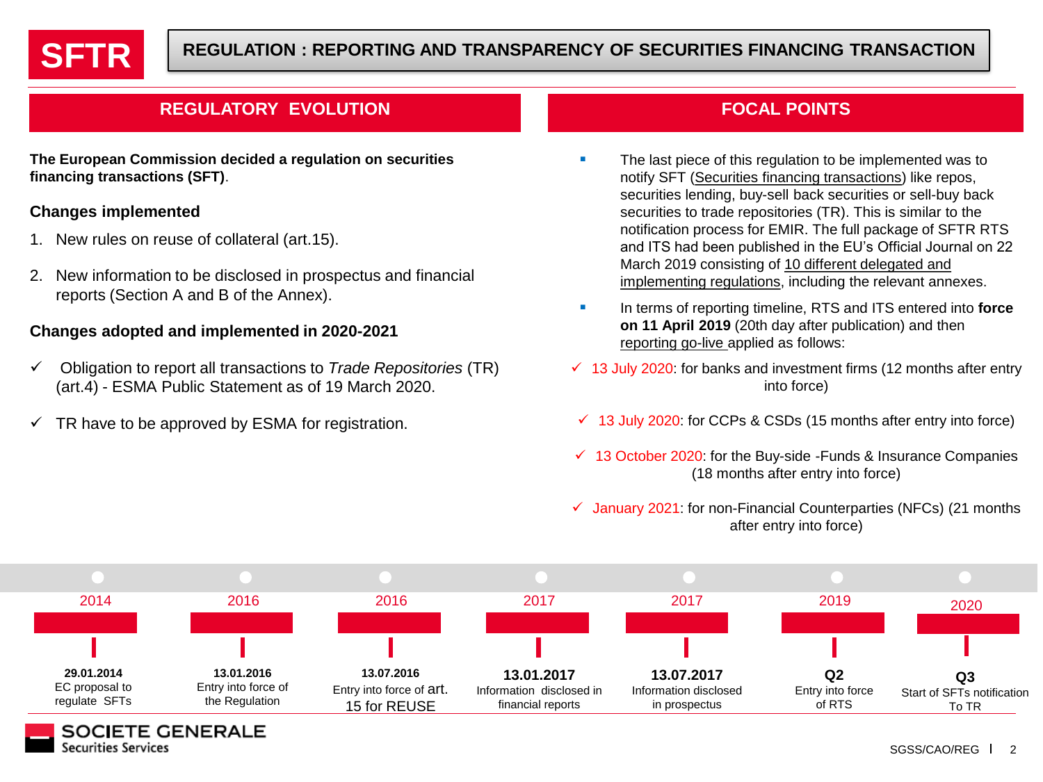# SFTR

## REGULATION : REPORTING AND TRANSPARENCY OF SECURITIES FINANCING TRANSACTION

### REGULATORY EVOLUTION

**The European Commission decided a regulation on securities financing transactions (SFT)**.

**Changes implemented**

1. New rules on reuse of collateral (art.15).
2. New information to be disclosed in prospectus and financial reports (Section A and B of the Annex).

**Changes adopted and implemented in 2020-2021**

- ✓ Obligation to report all transactions to *Trade Repositories* (TR) (art.4) - ESMA Public Statement as of 19 March 2020.
- ✓ TR have to be approved by ESMA for registration.

### FOCAL POINTS

- The last piece of this regulation to be implemented was to notify SFT (Securities financing transactions) like repos, securities lending, buy-sell back securities or sell-buy back securities to trade repositories (TR). This is similar to the notification process for EMIR. The full package of SFTR RTS and ITS had been published in the EU's Official Journal on 22 March 2019 consisting of 10 different delegated and implementing regulations, including the relevant annexes.
- In terms of reporting timeline, RTS and ITS entered into **force on 11 April 2019** (20th day after publication) and then reporting go-live applied as follows:

- ✓ 13 July 2020: for banks and investment firms (12 months after entry into force)
- ✓ 13 July 2020: for CCPs & CSDs (15 months after entry into force)
- ✓ 13 October 2020: for the Buy-side -Funds & Insurance Companies (18 months after entry into force)
- ✓ January 2021: for non-Financial Counterparties (NFCs) (21 months after entry into force)

| 2014 | 2016 | 2016 | 2017 | 2017 | 2019 | 2020 |
|---|---|---|---|---|---|---|
| **29.01.2014** EC proposal to regulate SFTs | **13.01.2016** Entry into force of the Regulation | **13.07.2016** Entry into force of art. 15 for REUSE | **13.01.2017** Information disclosed in financial reports | **13.07.2017** Information disclosed in prospectus | **Q2** Entry into force of RTS | **Q3** Start of SFTs notification To TR |

SOCIETE GENERALE Securities Services

SGSS/CAO/REG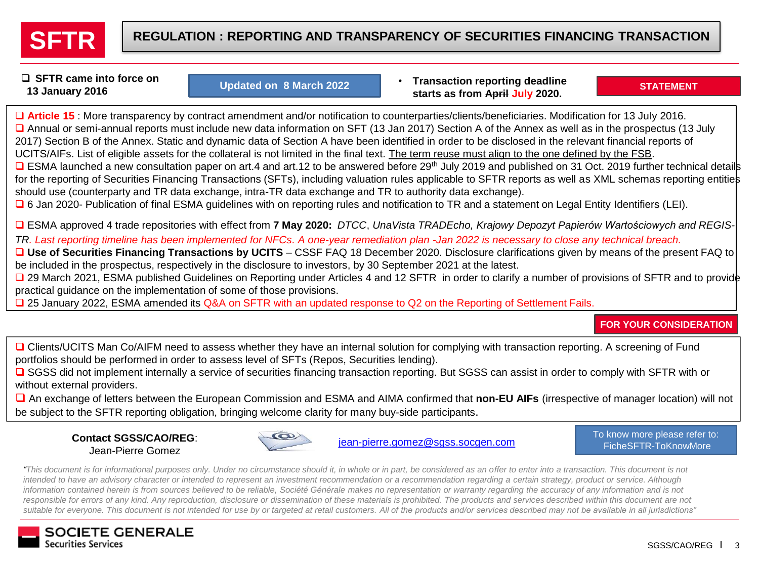# SFTR

## REGULATION : REPORTING AND TRANSPARENCY OF SECURITIES FINANCING TRANSACTION

- **SFTR came into force on 13 January 2016**

**Updated on 8 March 2022**

- **Transaction reporting deadline starts as from ~~April~~ July 2020.**

### STATEMENT

- **Article 15** : More transparency by contract amendment and/or notification to counterparties/clients/beneficiaries. Modification for 13 July 2016.
- Annual or semi-annual reports must include new data information on SFT (13 Jan 2017) Section A of the Annex as well as in the prospectus (13 July 2017) Section B of the Annex. Static and dynamic data of Section A have been identified in order to be disclosed in the relevant financial reports of UCITS/AIFs. List of eligible assets for the collateral is not limited in the final text. The term reuse must align to the one defined by the FSB.
- ESMA launched a new consultation paper on art.4 and art.12 to be answered before 29th July 2019 and published on 31 Oct. 2019 further technical details for the reporting of Securities Financing Transactions (SFTs), including valuation rules applicable to SFTR reports as well as XML schemas reporting entities should use (counterparty and TR data exchange, intra-TR data exchange and TR to authority data exchange).
- 6 Jan 2020- Publication of final ESMA guidelines with on reporting rules and notification to TR and a statement on Legal Entity Identifiers (LEI).
- ESMA approved 4 trade repositories with effect from **7 May 2020:** *DTCC*, *UnaVista TRADEcho, Krajowy Depozyt Papierów Wartościowych and REGIS-TR. Last reporting timeline has been implemented for NFCs. A one-year remediation plan -Jan 2022 is necessary to close any technical breach.*
- **Use of Securities Financing Transactions by UCITS** – CSSF FAQ 18 December 2020. Disclosure clarifications given by means of the present FAQ to be included in the prospectus, respectively in the disclosure to investors, by 30 September 2021 at the latest.
- 29 March 2021, ESMA published Guidelines on Reporting under Articles 4 and 12 SFTR in order to clarify a number of provisions of SFTR and to provide practical guidance on the implementation of some of those provisions.
- 25 January 2022, ESMA amended its Q&A on SFTR with an updated response to Q2 on the Reporting of Settlement Fails.

### FOR YOUR CONSIDERATION

- Clients/UCITS Man Co/AIFM need to assess whether they have an internal solution for complying with transaction reporting. A screening of Fund portfolios should be performed in order to assess level of SFTs (Repos, Securities lending).
- SGSS did not implement internally a service of securities financing transaction reporting. But SGSS can assist in order to comply with SFTR with or without external providers.
- An exchange of letters between the European Commission and ESMA and AIMA confirmed that **non-EU AIFs** (irrespective of manager location) will not be subject to the SFTR reporting obligation, bringing welcome clarity for many buy-side participants.

**Contact SGSS/CAO/REG**:
Jean-Pierre Gomez

jean-pierre.gomez@sgss.socgen.com

To know more please refer to: FicheSFTR-ToKnowMore

*"This document is for informational purposes only. Under no circumstance should it, in whole or in part, be considered as an offer to enter into a transaction. This document is not intended to have an advisory character or intended to represent an investment recommendation or a recommendation regarding a certain strategy, product or service. Although information contained herein is from sources believed to be reliable, Société Générale makes no representation or warranty regarding the accuracy of any information and is not responsible for errors of any kind. Any reproduction, disclosure or dissemination of these materials is prohibited. The products and services described within this document are not suitable for everyone. This document is not intended for use by or targeted at retail customers. All of the products and/or services described may not be available in all jurisdictions"*

SOCIETE GENERALE
Securities Services